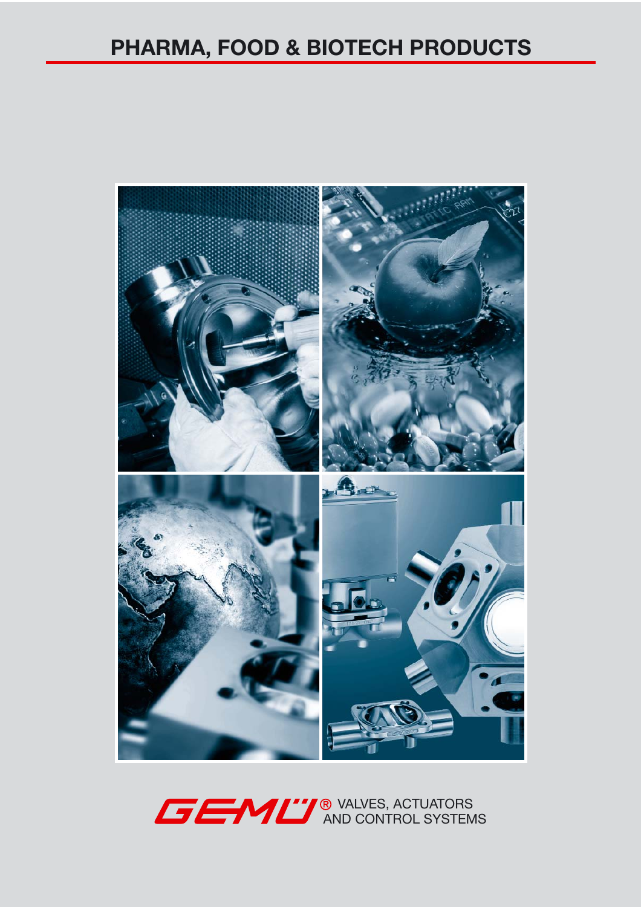# PHARMA, FOOD & BIOTECH PRODUCTS

GEMÜ® VALVES, ACTUATORS AND CONTROL SYSTEMS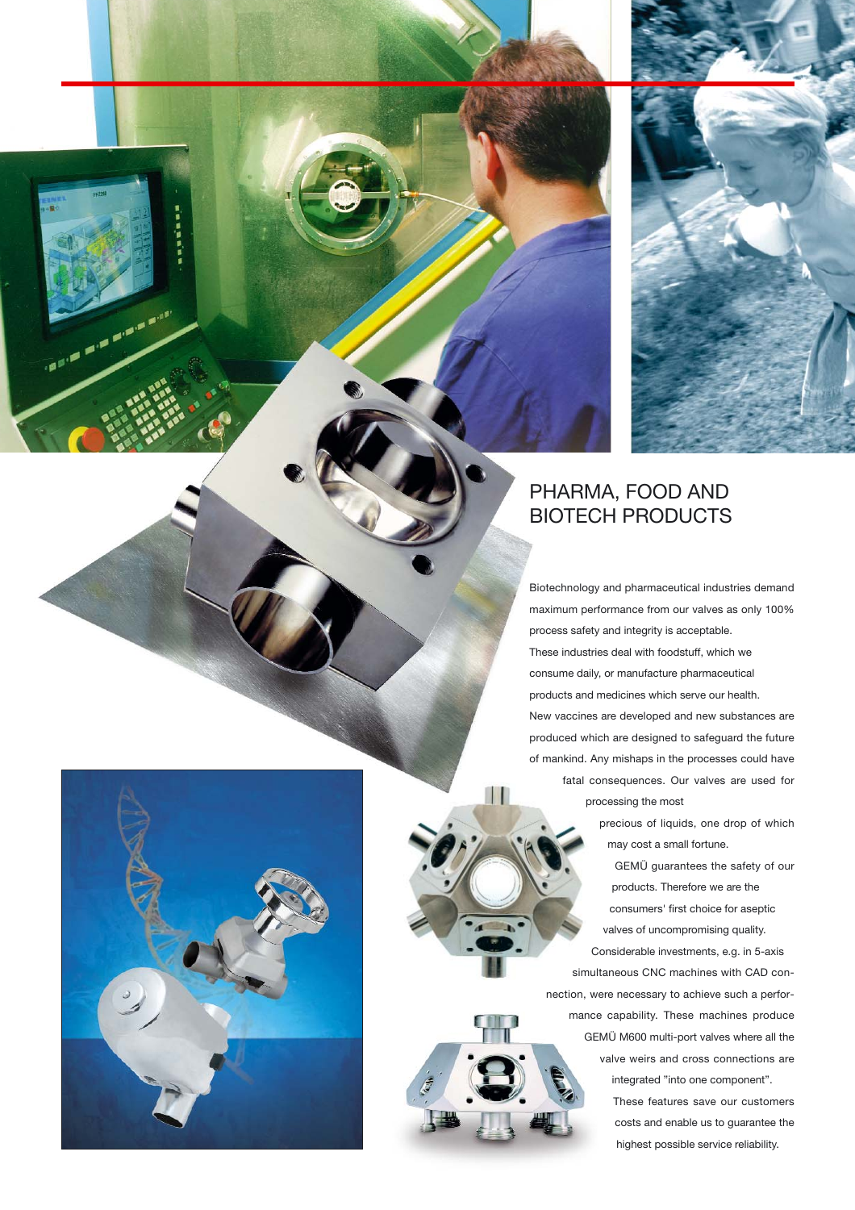# PHARMA, FOOD AND BIOTECH PRODUCTS

Biotechnology and pharmaceutical industries demand maximum performance from our valves as only 100% process safety and integrity is acceptable. These industries deal with foodstuff, which we consume daily, or manufacture pharmaceutical products and medicines which serve our health. New vaccines are developed and new substances are produced which are designed to safeguard the future of mankind. Any mishaps in the processes could have fatal consequences. Our valves are used for processing the most precious of liquids, one drop of which may cost a small fortune. GEMÜ guarantees the safety of our products. Therefore we are the consumers' first choice for aseptic valves of uncompromising quality. Considerable investments, e.g. in 5-axis simultaneous CNC machines with CAD connection, were necessary to achieve such a performance capability. These machines produce GEMÜ M600 multi-port valves where all the valve weirs and cross connections are integrated "into one component". These features save our customers costs and enable us to guarantee the highest possible service reliability.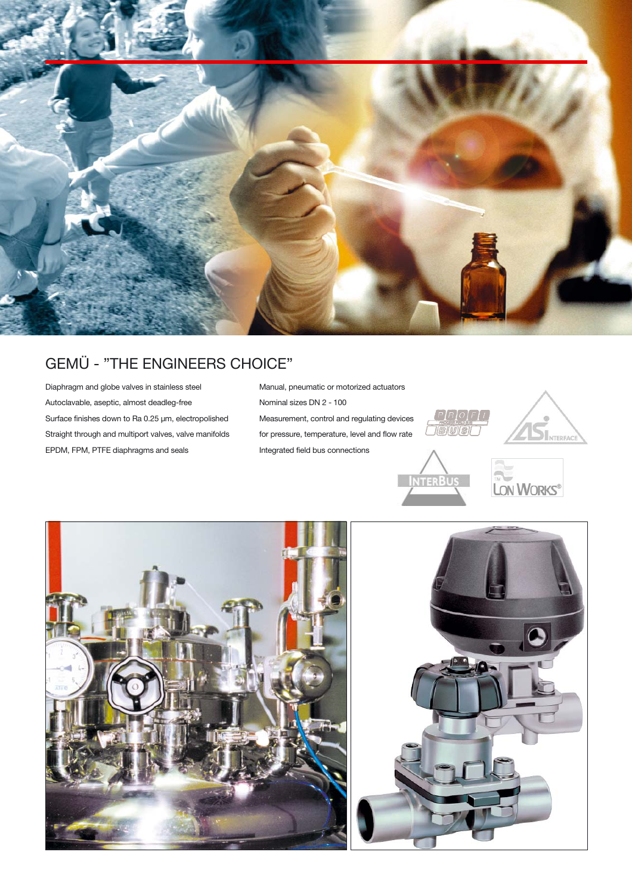# GEMÜ - "THE ENGINEERS CHOICE"

Diaphragm and globe valves in stainless steel

Autoclavable, aseptic, almost deadleg-free

Surface finishes down to Ra 0.25 µm, electropolished

Straight through and multiport valves, valve manifolds

EPDM, FPM, PTFE diaphragms and seals

Manual, pneumatic or motorized actuators

Nominal sizes DN 2 - 100

Measurement, control and regulating devices

for pressure, temperature, level and flow rate

Integrated field bus connections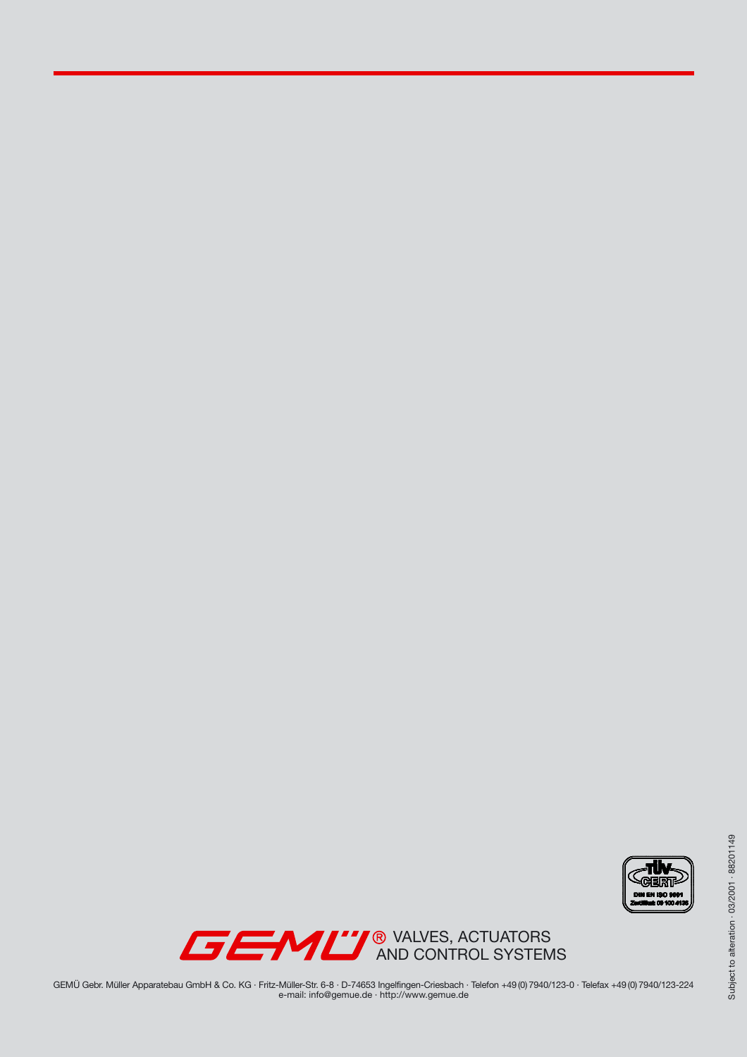GEMÜ® VALVES, ACTUATORS AND CONTROL SYSTEMS

DIN EN ISO 9001
Zertifikat 09 100 4136

GEMÜ Gebr. Müller Apparatebau GmbH & Co. KG · Fritz-Müller-Str. 6-8 · D-74653 Ingelfingen-Criesbach · Telefon +49 (0) 7940/123-0 · Telefax +49 (0) 7940/123-224
e-mail: info@gemue.de · http://www.gemue.de

Subject to alteration · 03/2001 · 88201149